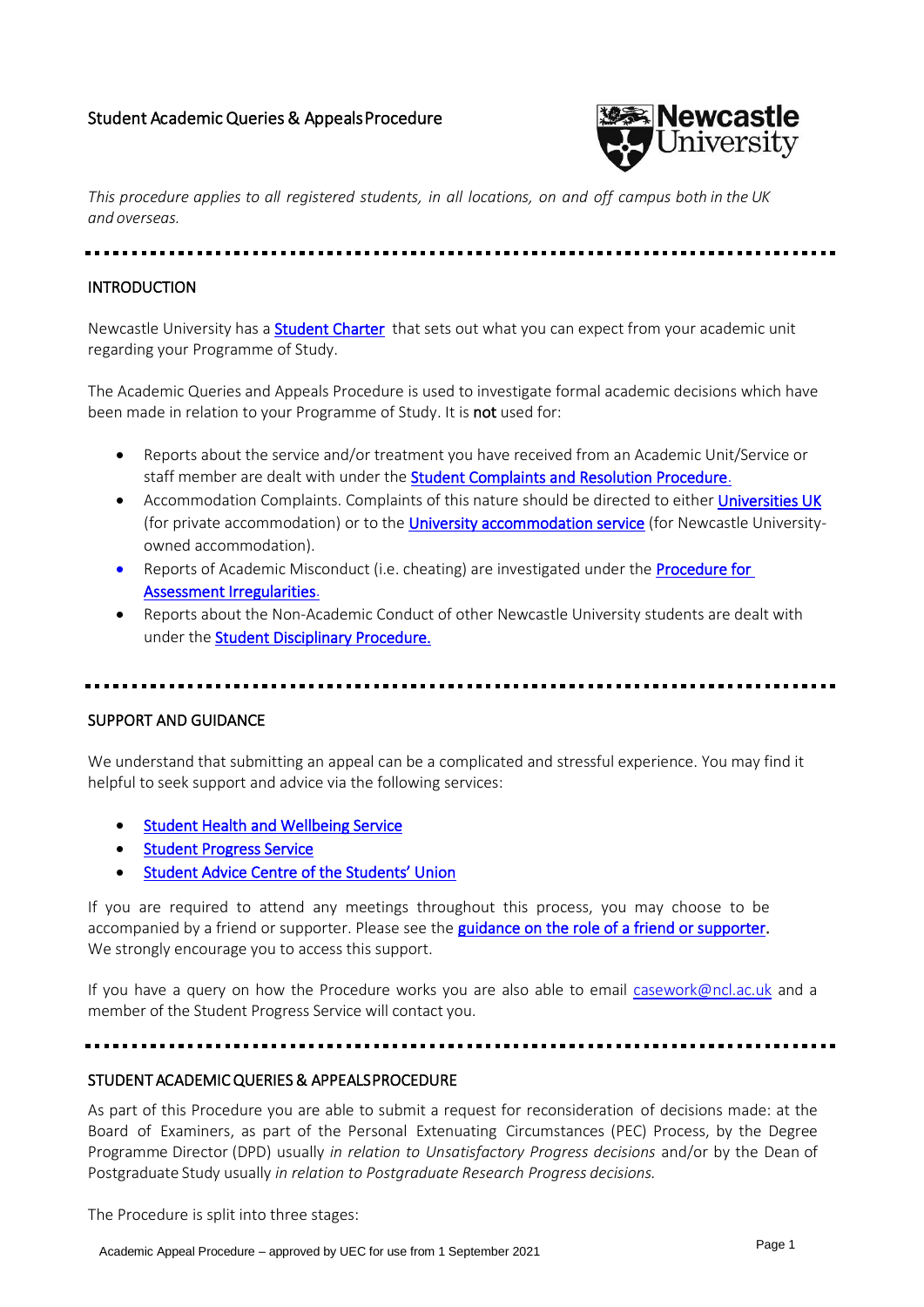# Student Academic Queries & Appeals Procedure

*This procedure applies to all registered students, in all locations, on and off campus both in the UK and overseas.*

## INTRODUCTION

Newcastle University has a Student Charter that sets out what you can expect from your academic unit regarding your Programme of Study.

The Academic Queries and Appeals Procedure is used to investigate formal academic decisions which have been made in relation to your Programme of Study. It is **not** used for:

- Reports about the service and/or treatment you have received from an Academic Unit/Service or staff member are dealt with under the Student Complaints and Resolution Procedure.
- Accommodation Complaints. Complaints of this nature should be directed to either Universities UK (for private accommodation) or to the University accommodation service (for Newcastle University-owned accommodation).
- Reports of Academic Misconduct (i.e. cheating) are investigated under the Procedure for Assessment Irregularities.
- Reports about the Non-Academic Conduct of other Newcastle University students are dealt with under the Student Disciplinary Procedure.

## SUPPORT AND GUIDANCE

We understand that submitting an appeal can be a complicated and stressful experience. You may find it helpful to seek support and advice via the following services:

- Student Health and Wellbeing Service
- Student Progress Service
- Student Advice Centre of the Students' Union

If you are required to attend any meetings throughout this process, you may choose to be accompanied by a friend or supporter. Please see the guidance on the role of a friend or supporter. We strongly encourage you to access this support.

If you have a query on how the Procedure works you are also able to email casework@ncl.ac.uk and a member of the Student Progress Service will contact you.

## STUDENT ACADEMIC QUERIES & APPEALS PROCEDURE

As part of this Procedure you are able to submit a request for reconsideration of decisions made: at the Board of Examiners, as part of the Personal Extenuating Circumstances (PEC) Process, by the Degree Programme Director (DPD) usually *in relation to Unsatisfactory Progress decisions* and/or by the Dean of Postgraduate Study usually *in relation to Postgraduate Research Progress decisions.*

The Procedure is split into three stages: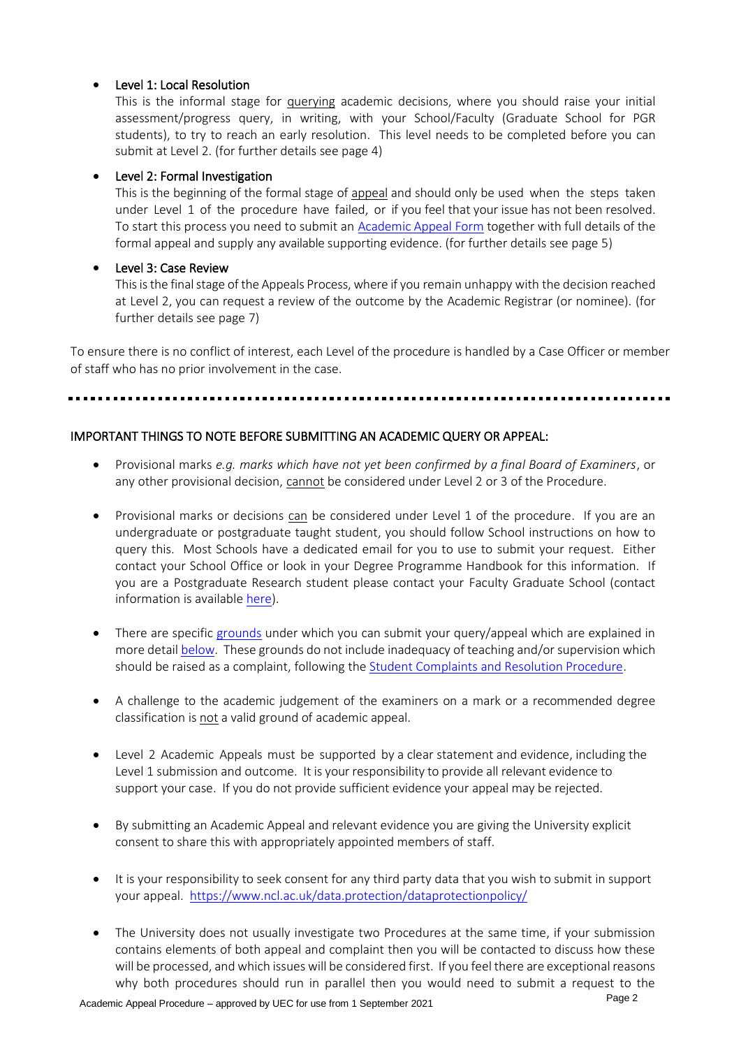- **Level 1: Local Resolution**
  This is the informal stage for querying academic decisions, where you should raise your initial assessment/progress query, in writing, with your School/Faculty (Graduate School for PGR students), to try to reach an early resolution. This level needs to be completed before you can submit at Level 2. (for further details see page 4)

- **Level 2: Formal Investigation**
  This is the beginning of the formal stage of appeal and should only be used when the steps taken under Level 1 of the procedure have failed, or if you feel that your issue has not been resolved. To start this process you need to submit an Academic Appeal Form together with full details of the formal appeal and supply any available supporting evidence. (for further details see page 5)

- **Level 3: Case Review**
  This is the final stage of the Appeals Process, where if you remain unhappy with the decision reached at Level 2, you can request a review of the outcome by the Academic Registrar (or nominee). (for further details see page 7)

To ensure there is no conflict of interest, each Level of the procedure is handled by a Case Officer or member of staff who has no prior involvement in the case.

---

## IMPORTANT THINGS TO NOTE BEFORE SUBMITTING AN ACADEMIC QUERY OR APPEAL:

- Provisional marks *e.g. marks which have not yet been confirmed by a final Board of Examiners*, or any other provisional decision, cannot be considered under Level 2 or 3 of the Procedure.

- Provisional marks or decisions can be considered under Level 1 of the procedure. If you are an undergraduate or postgraduate taught student, you should follow School instructions on how to query this. Most Schools have a dedicated email for you to use to submit your request. Either contact your School Office or look in your Degree Programme Handbook for this information. If you are a Postgraduate Research student please contact your Faculty Graduate School (contact information is available here).

- There are specific grounds under which you can submit your query/appeal which are explained in more detail below. These grounds do not include inadequacy of teaching and/or supervision which should be raised as a complaint, following the Student Complaints and Resolution Procedure.

- A challenge to the academic judgement of the examiners on a mark or a recommended degree classification is not a valid ground of academic appeal.

- Level 2 Academic Appeals must be supported by a clear statement and evidence, including the Level 1 submission and outcome. It is your responsibility to provide all relevant evidence to support your case. If you do not provide sufficient evidence your appeal may be rejected.

- By submitting an Academic Appeal and relevant evidence you are giving the University explicit consent to share this with appropriately appointed members of staff.

- It is your responsibility to seek consent for any third party data that you wish to submit in support your appeal. https://www.ncl.ac.uk/data.protection/dataprotectionpolicy/

- The University does not usually investigate two Procedures at the same time, if your submission contains elements of both appeal and complaint then you will be contacted to discuss how these will be processed, and which issues will be considered first. If you feel there are exceptional reasons why both procedures should run in parallel then you would need to submit a request to the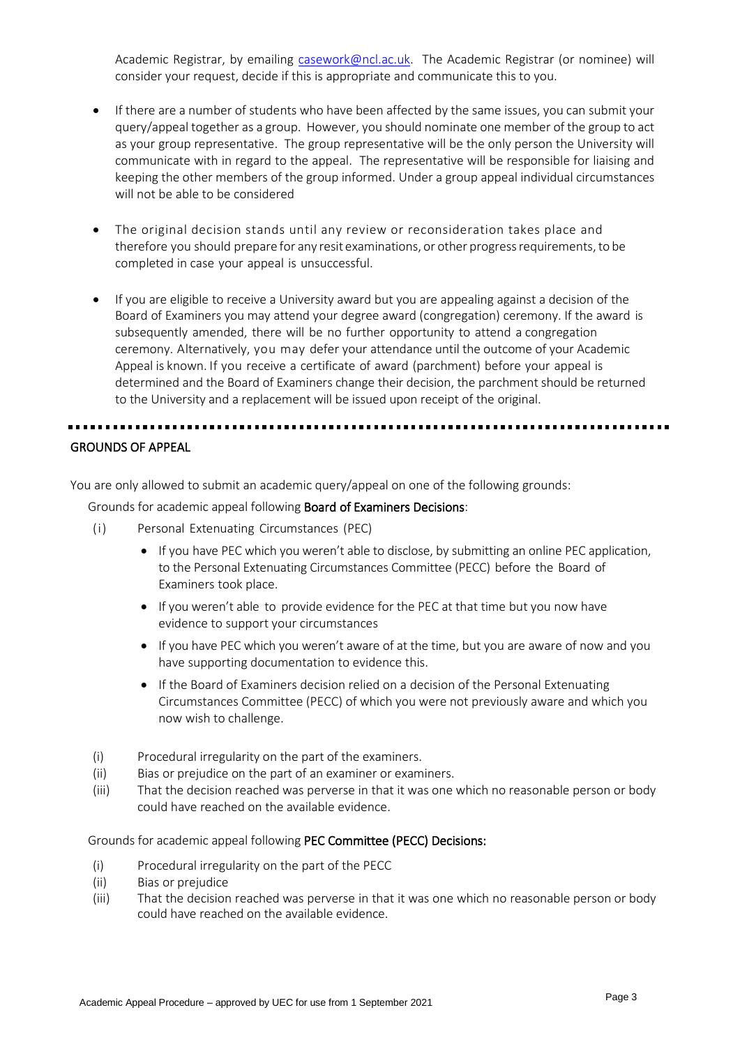Academic Registrar, by emailing casework@ncl.ac.uk. The Academic Registrar (or nominee) will consider your request, decide if this is appropriate and communicate this to you.

- If there are a number of students who have been affected by the same issues, you can submit your query/appeal together as a group. However, you should nominate one member of the group to act as your group representative. The group representative will be the only person the University will communicate with in regard to the appeal. The representative will be responsible for liaising and keeping the other members of the group informed. Under a group appeal individual circumstances will not be able to be considered

- The original decision stands until any review or reconsideration takes place and therefore you should prepare for any resit examinations, or other progress requirements, to be completed in case your appeal is unsuccessful.

- If you are eligible to receive a University award but you are appealing against a decision of the Board of Examiners you may attend your degree award (congregation) ceremony. If the award is subsequently amended, there will be no further opportunity to attend a congregation ceremony. Alternatively, you may defer your attendance until the outcome of your Academic Appeal is known. If you receive a certificate of award (parchment) before your appeal is determined and the Board of Examiners change their decision, the parchment should be returned to the University and a replacement will be issued upon receipt of the original.

---

## GROUNDS OF APPEAL

You are only allowed to submit an academic query/appeal on one of the following grounds:

Grounds for academic appeal following **Board of Examiners Decisions**:

(i) Personal Extenuating Circumstances (PEC)

- If you have PEC which you weren't able to disclose, by submitting an online PEC application, to the Personal Extenuating Circumstances Committee (PECC) before the Board of Examiners took place.
- If you weren't able to provide evidence for the PEC at that time but you now have evidence to support your circumstances
- If you have PEC which you weren't aware of at the time, but you are aware of now and you have supporting documentation to evidence this.
- If the Board of Examiners decision relied on a decision of the Personal Extenuating Circumstances Committee (PECC) of which you were not previously aware and which you now wish to challenge.

(i) Procedural irregularity on the part of the examiners.

(ii) Bias or prejudice on the part of an examiner or examiners.

(iii) That the decision reached was perverse in that it was one which no reasonable person or body could have reached on the available evidence.

Grounds for academic appeal following **PEC Committee (PECC) Decisions:**

(i) Procedural irregularity on the part of the PECC

(ii) Bias or prejudice

(iii) That the decision reached was perverse in that it was one which no reasonable person or body could have reached on the available evidence.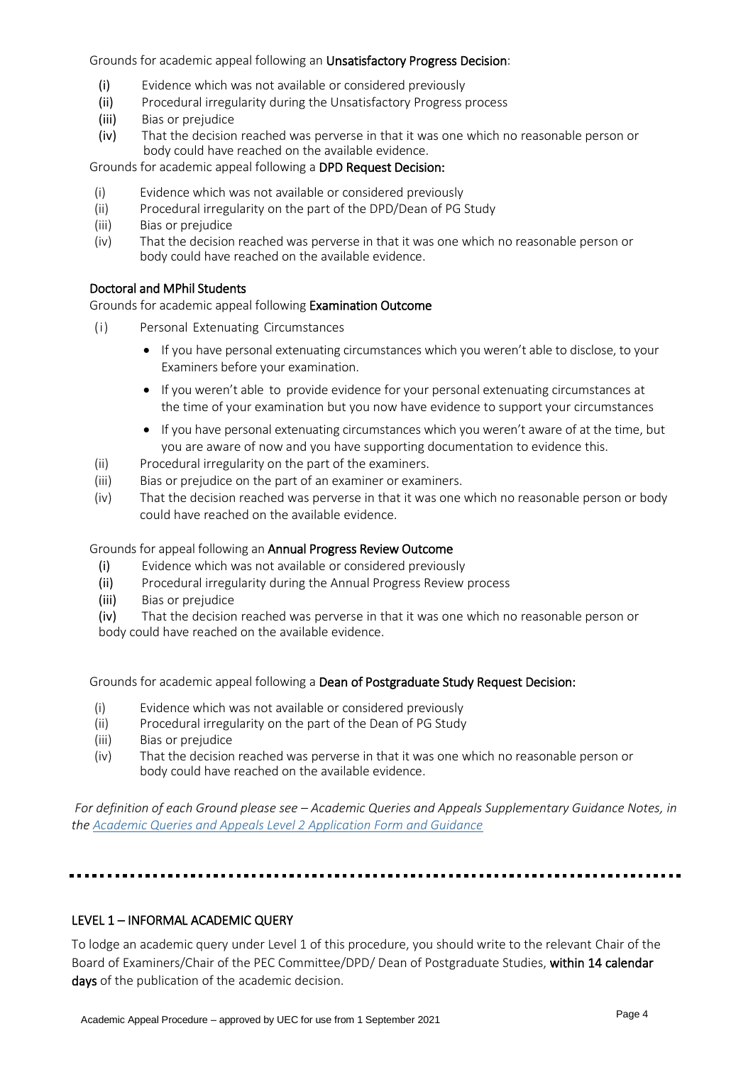Grounds for academic appeal following an **Unsatisfactory Progress Decision**:

(i) Evidence which was not available or considered previously
(ii) Procedural irregularity during the Unsatisfactory Progress process
(iii) Bias or prejudice
(iv) That the decision reached was perverse in that it was one which no reasonable person or body could have reached on the available evidence.

Grounds for academic appeal following a **DPD Request Decision:**

(i) Evidence which was not available or considered previously
(ii) Procedural irregularity on the part of the DPD/Dean of PG Study
(iii) Bias or prejudice
(iv) That the decision reached was perverse in that it was one which no reasonable person or body could have reached on the available evidence.

### Doctoral and MPhil Students

Grounds for academic appeal following **Examination Outcome**

(i) Personal Extenuating Circumstances

- If you have personal extenuating circumstances which you weren't able to disclose, to your Examiners before your examination.
- If you weren't able to provide evidence for your personal extenuating circumstances at the time of your examination but you now have evidence to support your circumstances
- If you have personal extenuating circumstances which you weren't aware of at the time, but you are aware of now and you have supporting documentation to evidence this.

(ii) Procedural irregularity on the part of the examiners.
(iii) Bias or prejudice on the part of an examiner or examiners.
(iv) That the decision reached was perverse in that it was one which no reasonable person or body could have reached on the available evidence.

Grounds for appeal following an **Annual Progress Review Outcome**

(i) Evidence which was not available or considered previously
(ii) Procedural irregularity during the Annual Progress Review process
(iii) Bias or prejudice
(iv) That the decision reached was perverse in that it was one which no reasonable person or body could have reached on the available evidence.

Grounds for academic appeal following a **Dean of Postgraduate Study Request Decision:**

(i) Evidence which was not available or considered previously
(ii) Procedural irregularity on the part of the Dean of PG Study
(iii) Bias or prejudice
(iv) That the decision reached was perverse in that it was one which no reasonable person or body could have reached on the available evidence.

*For definition of each Ground please see – Academic Queries and Appeals Supplementary Guidance Notes, in the [Academic Queries and Appeals Level 2 Application Form and Guidance]*

---

## LEVEL 1 – INFORMAL ACADEMIC QUERY

To lodge an academic query under Level 1 of this procedure, you should write to the relevant Chair of the Board of Examiners/Chair of the PEC Committee/DPD/ Dean of Postgraduate Studies, **within 14 calendar days** of the publication of the academic decision.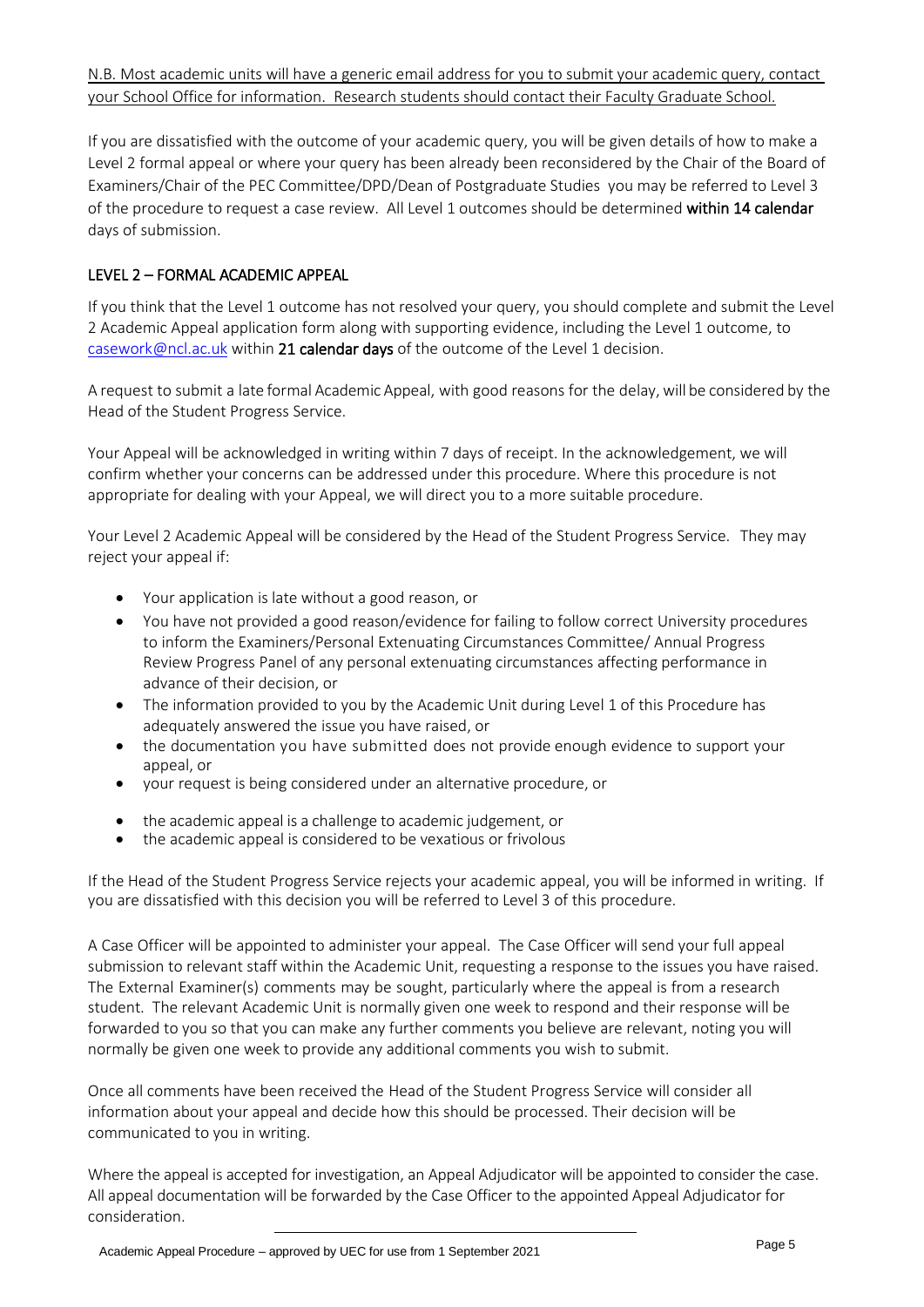N.B. Most academic units will have a generic email address for you to submit your academic query, contact your School Office for information. Research students should contact their Faculty Graduate School.

If you are dissatisfied with the outcome of your academic query, you will be given details of how to make a Level 2 formal appeal or where your query has been already been reconsidered by the Chair of the Board of Examiners/Chair of the PEC Committee/DPD/Dean of Postgraduate Studies you may be referred to Level 3 of the procedure to request a case review. All Level 1 outcomes should be determined **within 14 calendar** days of submission.

## LEVEL 2 – FORMAL ACADEMIC APPEAL

If you think that the Level 1 outcome has not resolved your query, you should complete and submit the Level 2 Academic Appeal application form along with supporting evidence, including the Level 1 outcome, to casework@ncl.ac.uk within **21 calendar days** of the outcome of the Level 1 decision.

A request to submit a late formal Academic Appeal, with good reasons for the delay, will be considered by the Head of the Student Progress Service.

Your Appeal will be acknowledged in writing within 7 days of receipt. In the acknowledgement, we will confirm whether your concerns can be addressed under this procedure. Where this procedure is not appropriate for dealing with your Appeal, we will direct you to a more suitable procedure.

Your Level 2 Academic Appeal will be considered by the Head of the Student Progress Service. They may reject your appeal if:

- Your application is late without a good reason, or
- You have not provided a good reason/evidence for failing to follow correct University procedures to inform the Examiners/Personal Extenuating Circumstances Committee/ Annual Progress Review Progress Panel of any personal extenuating circumstances affecting performance in advance of their decision, or
- The information provided to you by the Academic Unit during Level 1 of this Procedure has adequately answered the issue you have raised, or
- the documentation you have submitted does not provide enough evidence to support your appeal, or
- your request is being considered under an alternative procedure, or
- the academic appeal is a challenge to academic judgement, or
- the academic appeal is considered to be vexatious or frivolous

If the Head of the Student Progress Service rejects your academic appeal, you will be informed in writing. If you are dissatisfied with this decision you will be referred to Level 3 of this procedure.

A Case Officer will be appointed to administer your appeal. The Case Officer will send your full appeal submission to relevant staff within the Academic Unit, requesting a response to the issues you have raised. The External Examiner(s) comments may be sought, particularly where the appeal is from a research student. The relevant Academic Unit is normally given one week to respond and their response will be forwarded to you so that you can make any further comments you believe are relevant, noting you will normally be given one week to provide any additional comments you wish to submit.

Once all comments have been received the Head of the Student Progress Service will consider all information about your appeal and decide how this should be processed. Their decision will be communicated to you in writing.

Where the appeal is accepted for investigation, an Appeal Adjudicator will be appointed to consider the case. All appeal documentation will be forwarded by the Case Officer to the appointed Appeal Adjudicator for consideration.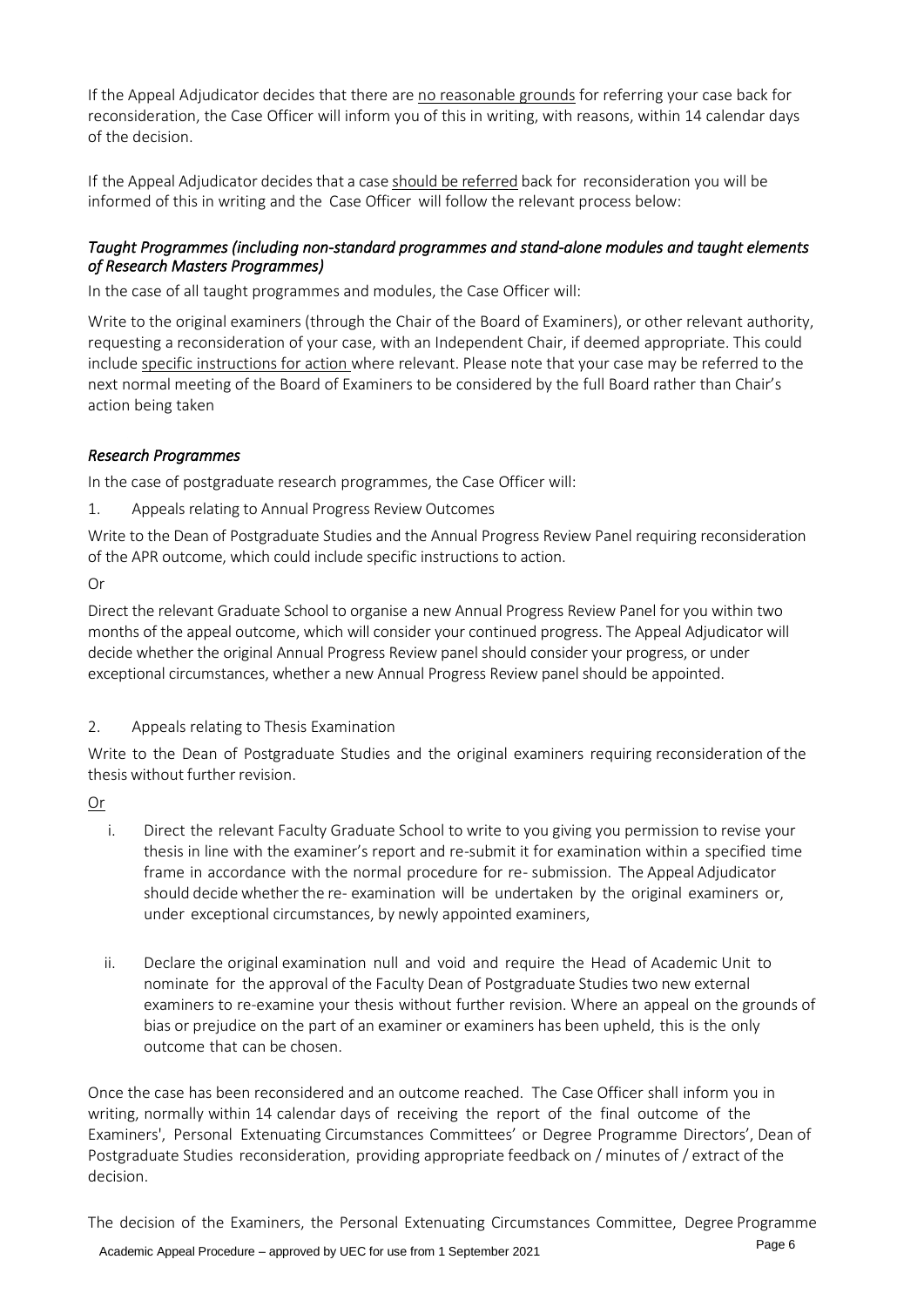If the Appeal Adjudicator decides that there are no reasonable grounds for referring your case back for reconsideration, the Case Officer will inform you of this in writing, with reasons, within 14 calendar days of the decision.

If the Appeal Adjudicator decides that a case should be referred back for reconsideration you will be informed of this in writing and the Case Officer will follow the relevant process below:

### *Taught Programmes (including non-standard programmes and stand-alone modules and taught elements of Research Masters Programmes)*

In the case of all taught programmes and modules, the Case Officer will:

Write to the original examiners (through the Chair of the Board of Examiners), or other relevant authority, requesting a reconsideration of your case, with an Independent Chair, if deemed appropriate. This could include specific instructions for action where relevant. Please note that your case may be referred to the next normal meeting of the Board of Examiners to be considered by the full Board rather than Chair's action being taken

### *Research Programmes*

In the case of postgraduate research programmes, the Case Officer will:

1. Appeals relating to Annual Progress Review Outcomes

Write to the Dean of Postgraduate Studies and the Annual Progress Review Panel requiring reconsideration of the APR outcome, which could include specific instructions to action.

Or

Direct the relevant Graduate School to organise a new Annual Progress Review Panel for you within two months of the appeal outcome, which will consider your continued progress. The Appeal Adjudicator will decide whether the original Annual Progress Review panel should consider your progress, or under exceptional circumstances, whether a new Annual Progress Review panel should be appointed.

2. Appeals relating to Thesis Examination

Write to the Dean of Postgraduate Studies and the original examiners requiring reconsideration of the thesis without further revision.

Or

i. Direct the relevant Faculty Graduate School to write to you giving you permission to revise your thesis in line with the examiner's report and re-submit it for examination within a specified time frame in accordance with the normal procedure for re- submission. The Appeal Adjudicator should decide whether the re- examination will be undertaken by the original examiners or, under exceptional circumstances, by newly appointed examiners,

ii. Declare the original examination null and void and require the Head of Academic Unit to nominate for the approval of the Faculty Dean of Postgraduate Studies two new external examiners to re-examine your thesis without further revision. Where an appeal on the grounds of bias or prejudice on the part of an examiner or examiners has been upheld, this is the only outcome that can be chosen.

Once the case has been reconsidered and an outcome reached. The Case Officer shall inform you in writing, normally within 14 calendar days of receiving the report of the final outcome of the Examiners', Personal Extenuating Circumstances Committees' or Degree Programme Directors', Dean of Postgraduate Studies reconsideration, providing appropriate feedback on / minutes of / extract of the decision.

The decision of the Examiners, the Personal Extenuating Circumstances Committee, Degree Programme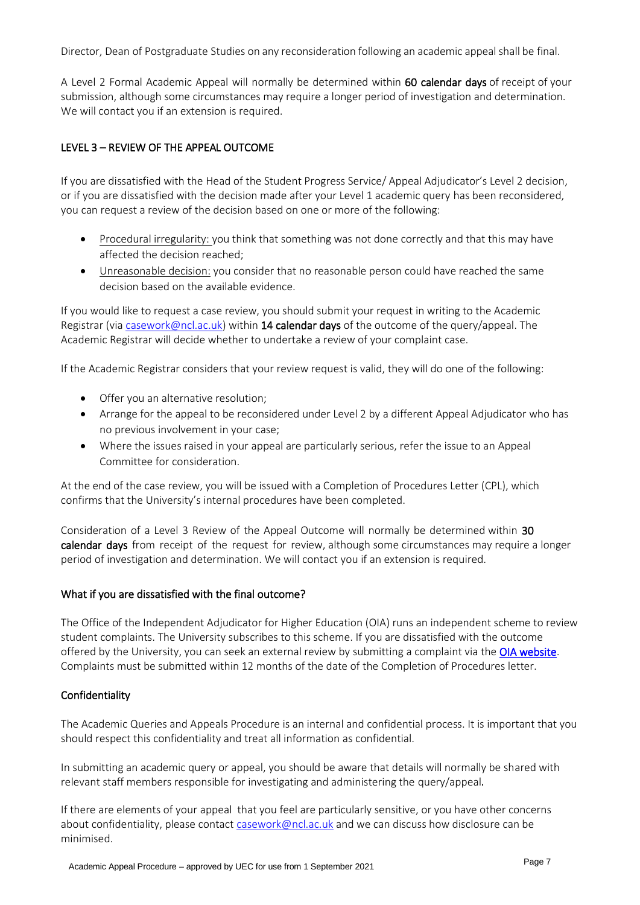Director, Dean of Postgraduate Studies on any reconsideration following an academic appeal shall be final.

A Level 2 Formal Academic Appeal will normally be determined within **60 calendar days** of receipt of your submission, although some circumstances may require a longer period of investigation and determination. We will contact you if an extension is required.

## LEVEL 3 – REVIEW OF THE APPEAL OUTCOME

If you are dissatisfied with the Head of the Student Progress Service/ Appeal Adjudicator's Level 2 decision, or if you are dissatisfied with the decision made after your Level 1 academic query has been reconsidered, you can request a review of the decision based on one or more of the following:

- Procedural irregularity: you think that something was not done correctly and that this may have affected the decision reached;
- Unreasonable decision: you consider that no reasonable person could have reached the same decision based on the available evidence.

If you would like to request a case review, you should submit your request in writing to the Academic Registrar (via casework@ncl.ac.uk) within **14 calendar days** of the outcome of the query/appeal. The Academic Registrar will decide whether to undertake a review of your complaint case.

If the Academic Registrar considers that your review request is valid, they will do one of the following:

- Offer you an alternative resolution;
- Arrange for the appeal to be reconsidered under Level 2 by a different Appeal Adjudicator who has no previous involvement in your case;
- Where the issues raised in your appeal are particularly serious, refer the issue to an Appeal Committee for consideration.

At the end of the case review, you will be issued with a Completion of Procedures Letter (CPL), which confirms that the University's internal procedures have been completed.

Consideration of a Level 3 Review of the Appeal Outcome will normally be determined within **30 calendar days** from receipt of the request for review, although some circumstances may require a longer period of investigation and determination. We will contact you if an extension is required.

### What if you are dissatisfied with the final outcome?

The Office of the Independent Adjudicator for Higher Education (OIA) runs an independent scheme to review student complaints. The University subscribes to this scheme. If you are dissatisfied with the outcome offered by the University, you can seek an external review by submitting a complaint via the **OIA website**. Complaints must be submitted within 12 months of the date of the Completion of Procedures letter.

### Confidentiality

The Academic Queries and Appeals Procedure is an internal and confidential process. It is important that you should respect this confidentiality and treat all information as confidential.

In submitting an academic query or appeal, you should be aware that details will normally be shared with relevant staff members responsible for investigating and administering the query/appeal.

If there are elements of your appeal that you feel are particularly sensitive, or you have other concerns about confidentiality, please contact casework@ncl.ac.uk and we can discuss how disclosure can be minimised.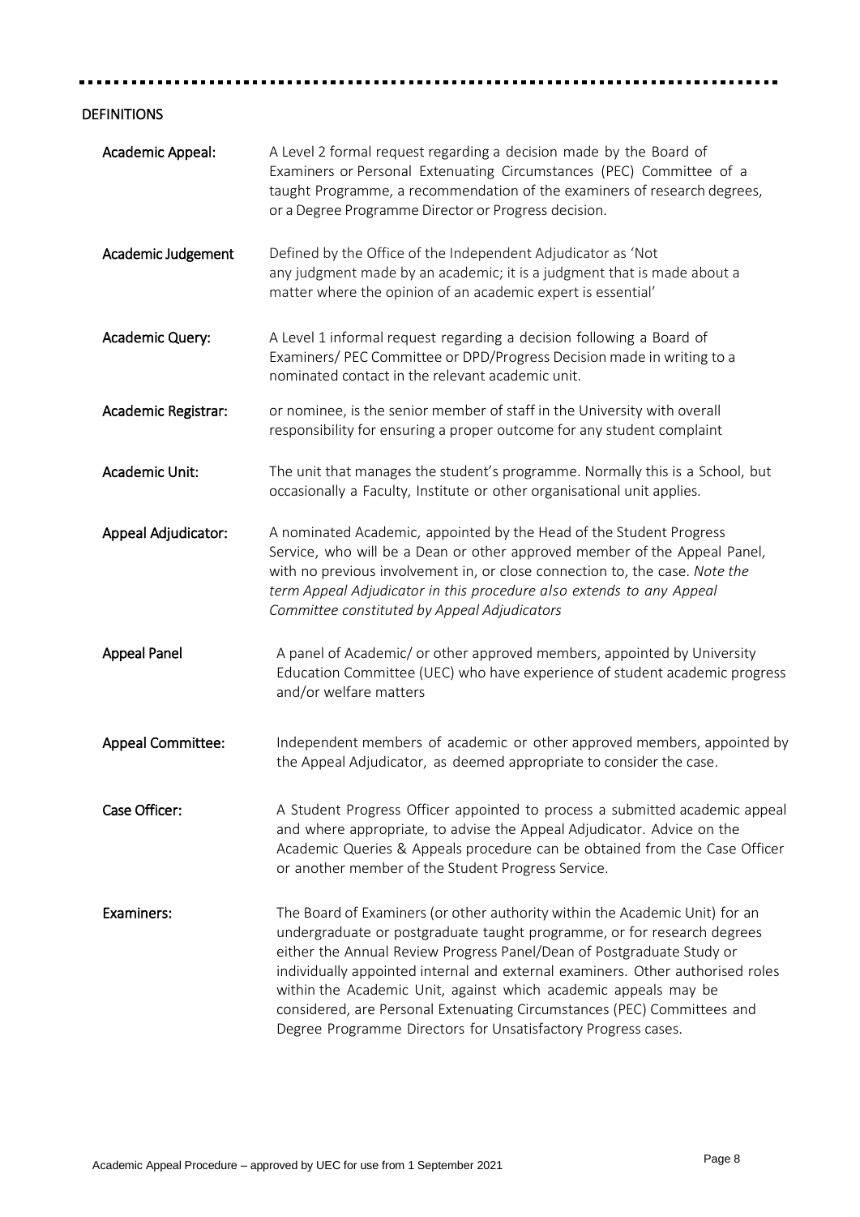## DEFINITIONS

| | |
|---|---|
| **Academic Appeal:** | A Level 2 formal request regarding a decision made by the Board of Examiners or Personal Extenuating Circumstances (PEC) Committee of a taught Programme, a recommendation of the examiners of research degrees, or a Degree Programme Director or Progress decision. |
| **Academic Judgement** | Defined by the Office of the Independent Adjudicator as 'Not any judgment made by an academic; it is a judgment that is made about a matter where the opinion of an academic expert is essential' |
| **Academic Query:** | A Level 1 informal request regarding a decision following a Board of Examiners/ PEC Committee or DPD/Progress Decision made in writing to a nominated contact in the relevant academic unit. |
| **Academic Registrar:** | or nominee, is the senior member of staff in the University with overall responsibility for ensuring a proper outcome for any student complaint |
| **Academic Unit:** | The unit that manages the student's programme. Normally this is a School, but occasionally a Faculty, Institute or other organisational unit applies. |
| **Appeal Adjudicator:** | A nominated Academic, appointed by the Head of the Student Progress Service, who will be a Dean or other approved member of the Appeal Panel, with no previous involvement in, or close connection to, the case. *Note the term Appeal Adjudicator in this procedure also extends to any Appeal Committee constituted by Appeal Adjudicators* |
| **Appeal Panel** | A panel of Academic/ or other approved members, appointed by University Education Committee (UEC) who have experience of student academic progress and/or welfare matters |
| **Appeal Committee:** | Independent members of academic or other approved members, appointed by the Appeal Adjudicator, as deemed appropriate to consider the case. |
| **Case Officer:** | A Student Progress Officer appointed to process a submitted academic appeal and where appropriate, to advise the Appeal Adjudicator. Advice on the Academic Queries & Appeals procedure can be obtained from the Case Officer or another member of the Student Progress Service. |
| **Examiners:** | The Board of Examiners (or other authority within the Academic Unit) for an undergraduate or postgraduate taught programme, or for research degrees either the Annual Review Progress Panel/Dean of Postgraduate Study or individually appointed internal and external examiners. Other authorised roles within the Academic Unit, against which academic appeals may be considered, are Personal Extenuating Circumstances (PEC) Committees and Degree Programme Directors for Unsatisfactory Progress cases. |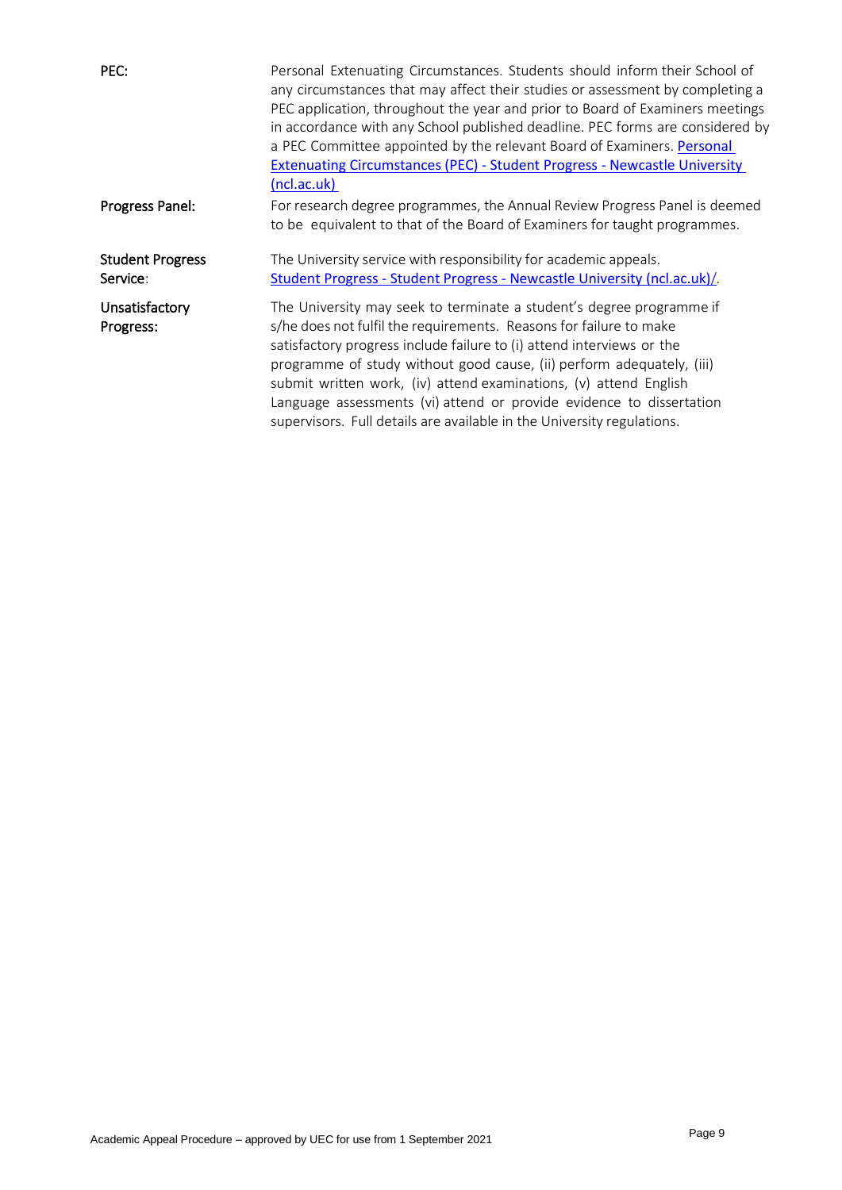| | |
|---|---|
| **PEC:** | Personal Extenuating Circumstances. Students should inform their School of any circumstances that may affect their studies or assessment by completing a PEC application, throughout the year and prior to Board of Examiners meetings in accordance with any School published deadline. PEC forms are considered by a PEC Committee appointed by the relevant Board of Examiners. [Personal Extenuating Circumstances (PEC) - Student Progress - Newcastle University (ncl.ac.uk)] |
| **Progress Panel:** | For research degree programmes, the Annual Review Progress Panel is deemed to be equivalent to that of the Board of Examiners for taught programmes. |
| **Student Progress Service:** | The University service with responsibility for academic appeals. [Student Progress - Student Progress - Newcastle University (ncl.ac.uk)/]. |
| **Unsatisfactory Progress:** | The University may seek to terminate a student's degree programme if s/he does not fulfil the requirements. Reasons for failure to make satisfactory progress include failure to (i) attend interviews or the programme of study without good cause, (ii) perform adequately, (iii) submit written work, (iv) attend examinations, (v) attend English Language assessments (vi) attend or provide evidence to dissertation supervisors. Full details are available in the University regulations. |